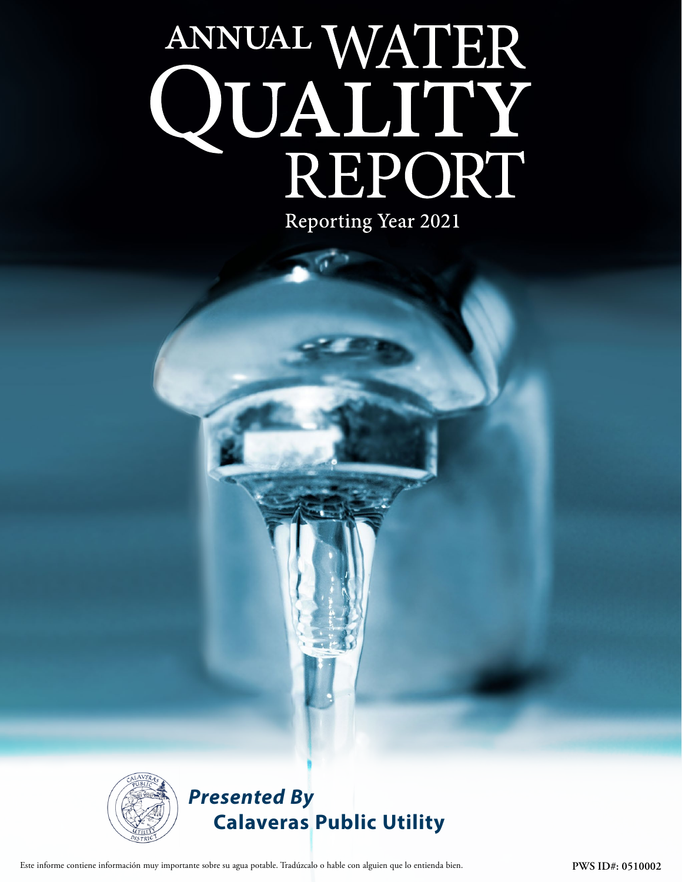# ANNUAL WATER QUALITY REPORT

Reporting Year 2021

***Presented By***

**Calaveras Public Utility**

Este informe contiene información muy importante sobre su agua potable. Tradúzcalo o hable con alguien que lo entienda bien.

**PWS ID#: 0510002**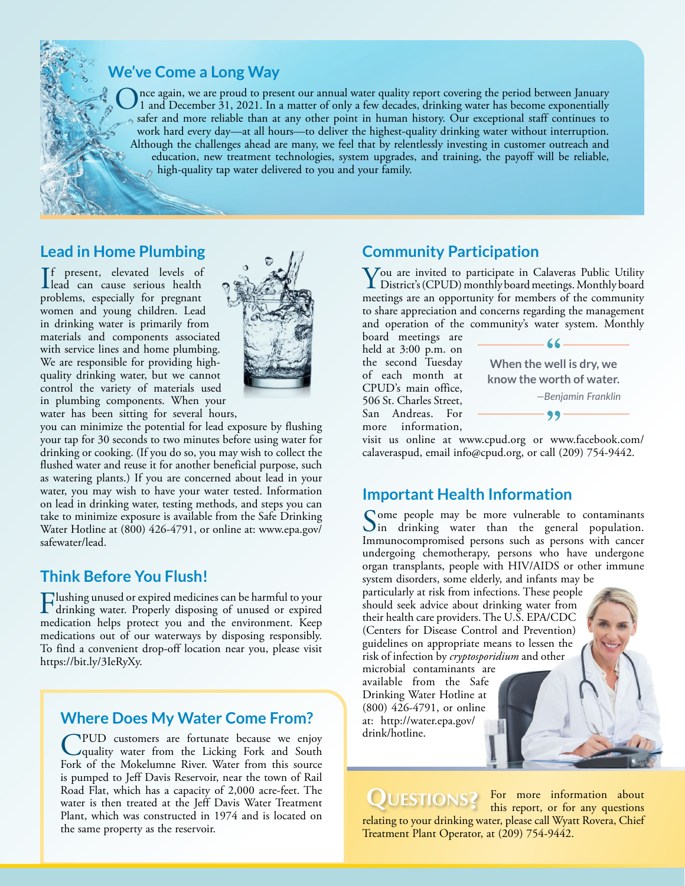## We've Come a Long Way

Once again, we are proud to present our annual water quality report covering the period between January 1 and December 31, 2021. In a matter of only a few decades, drinking water has become exponentially safer and more reliable than at any other point in human history. Our exceptional staff continues to work hard every day—at all hours—to deliver the highest-quality drinking water without interruption. Although the challenges ahead are many, we feel that by relentlessly investing in customer outreach and education, new treatment technologies, system upgrades, and training, the payoff will be reliable, high-quality tap water delivered to you and your family.

## Lead in Home Plumbing

If present, elevated levels of lead can cause serious health problems, especially for pregnant women and young children. Lead in drinking water is primarily from materials and components associated with service lines and home plumbing. We are responsible for providing high-quality drinking water, but we cannot control the variety of materials used in plumbing components. When your water has been sitting for several hours, you can minimize the potential for lead exposure by flushing your tap for 30 seconds to two minutes before using water for drinking or cooking. (If you do so, you may wish to collect the flushed water and reuse it for another beneficial purpose, such as watering plants.) If you are concerned about lead in your water, you may wish to have your water tested. Information on lead in drinking water, testing methods, and steps you can take to minimize exposure is available from the Safe Drinking Water Hotline at (800) 426-4791, or online at: www.epa.gov/safewater/lead.

## Think Before You Flush!

Flushing unused or expired medicines can be harmful to your drinking water. Properly disposing of unused or expired medication helps protect you and the environment. Keep medications out of our waterways by disposing responsibly. To find a convenient drop-off location near you, please visit https://bit.ly/3IeRyXy.

## Where Does My Water Come From?

CPUD customers are fortunate because we enjoy quality water from the Licking Fork and South Fork of the Mokelumne River. Water from this source is pumped to Jeff Davis Reservoir, near the town of Rail Road Flat, which has a capacity of 2,000 acre-feet. The water is then treated at the Jeff Davis Water Treatment Plant, which was constructed in 1974 and is located on the same property as the reservoir.

## Community Participation

You are invited to participate in Calaveras Public Utility District's (CPUD) monthly board meetings. Monthly board meetings are an opportunity for members of the community to share appreciation and concerns regarding the management and operation of the community's water system. Monthly board meetings are held at 3:00 p.m. on the second Tuesday of each month at CPUD's main office, 506 St. Charles Street, San Andreas. For more information, visit us online at www.cpud.org or www.facebook.com/calaveraspud, email info@cpud.org, or call (209) 754-9442.

> **When the well is dry, we know the worth of water.**
>
> *—Benjamin Franklin*

## Important Health Information

Some people may be more vulnerable to contaminants in drinking water than the general population. Immunocompromised persons such as persons with cancer undergoing chemotherapy, persons who have undergone organ transplants, people with HIV/AIDS or other immune system disorders, some elderly, and infants may be particularly at risk from infections. These people should seek advice about drinking water from their health care providers. The U.S. EPA/CDC (Centers for Disease Control and Prevention) guidelines on appropriate means to lessen the risk of infection by *cryptosporidium* and other microbial contaminants are available from the Safe Drinking Water Hotline at (800) 426-4791, or online at: http://water.epa.gov/drink/hotline.

## Questions?

For more information about this report, or for any questions relating to your drinking water, please call Wyatt Rovera, Chief Treatment Plant Operator, at (209) 754-9442.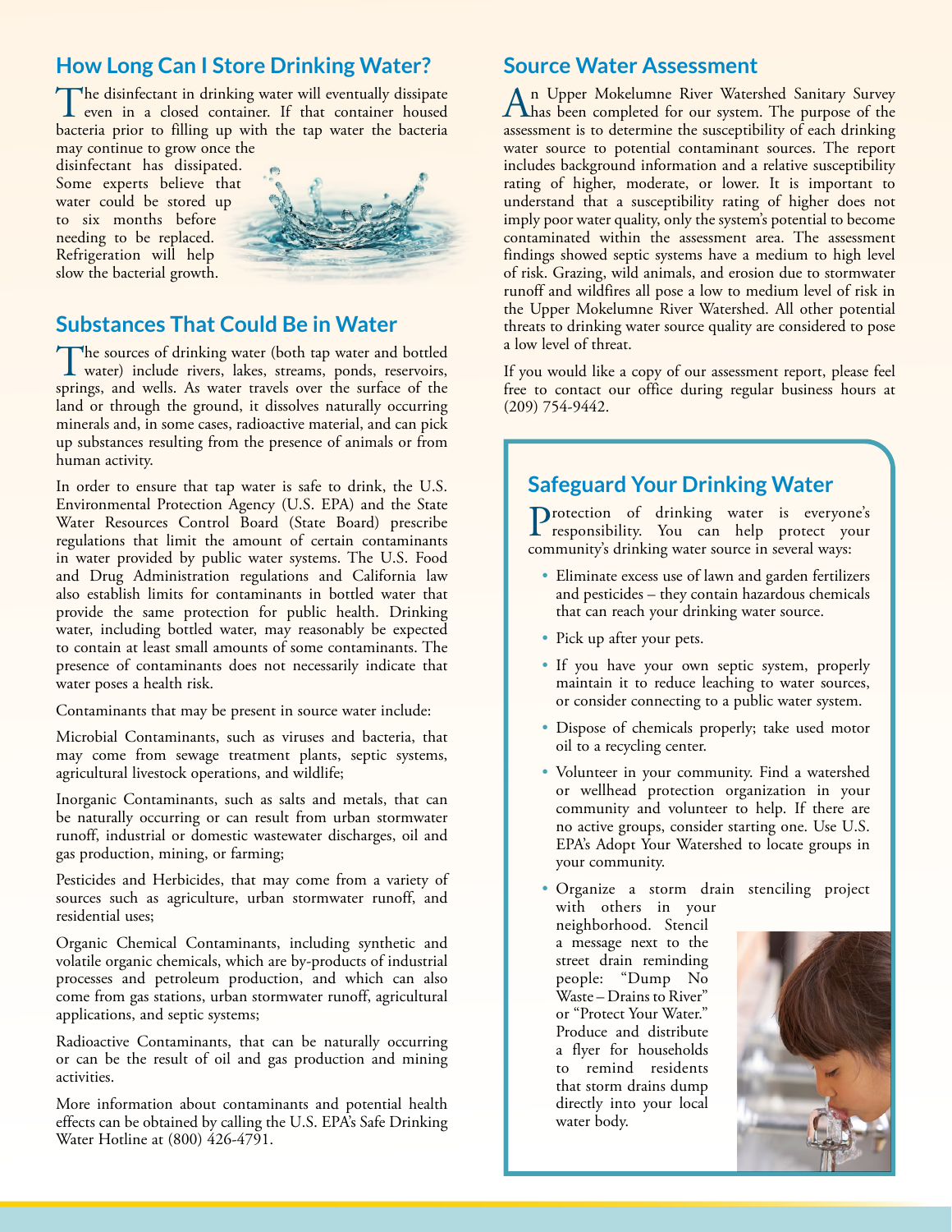## How Long Can I Store Drinking Water?

The disinfectant in drinking water will eventually dissipate even in a closed container. If that container housed bacteria prior to filling up with the tap water the bacteria may continue to grow once the disinfectant has dissipated. Some experts believe that water could be stored up to six months before needing to be replaced. Refrigeration will help slow the bacterial growth.

## Substances That Could Be in Water

The sources of drinking water (both tap water and bottled water) include rivers, lakes, streams, ponds, reservoirs, springs, and wells. As water travels over the surface of the land or through the ground, it dissolves naturally occurring minerals and, in some cases, radioactive material, and can pick up substances resulting from the presence of animals or from human activity.

In order to ensure that tap water is safe to drink, the U.S. Environmental Protection Agency (U.S. EPA) and the State Water Resources Control Board (State Board) prescribe regulations that limit the amount of certain contaminants in water provided by public water systems. The U.S. Food and Drug Administration regulations and California law also establish limits for contaminants in bottled water that provide the same protection for public health. Drinking water, including bottled water, may reasonably be expected to contain at least small amounts of some contaminants. The presence of contaminants does not necessarily indicate that water poses a health risk.

Contaminants that may be present in source water include:

Microbial Contaminants, such as viruses and bacteria, that may come from sewage treatment plants, septic systems, agricultural livestock operations, and wildlife;

Inorganic Contaminants, such as salts and metals, that can be naturally occurring or can result from urban stormwater runoff, industrial or domestic wastewater discharges, oil and gas production, mining, or farming;

Pesticides and Herbicides, that may come from a variety of sources such as agriculture, urban stormwater runoff, and residential uses;

Organic Chemical Contaminants, including synthetic and volatile organic chemicals, which are by-products of industrial processes and petroleum production, and which can also come from gas stations, urban stormwater runoff, agricultural applications, and septic systems;

Radioactive Contaminants, that can be naturally occurring or can be the result of oil and gas production and mining activities.

More information about contaminants and potential health effects can be obtained by calling the U.S. EPA's Safe Drinking Water Hotline at (800) 426-4791.

## Source Water Assessment

An Upper Mokelumne River Watershed Sanitary Survey has been completed for our system. The purpose of the assessment is to determine the susceptibility of each drinking water source to potential contaminant sources. The report includes background information and a relative susceptibility rating of higher, moderate, or lower. It is important to understand that a susceptibility rating of higher does not imply poor water quality, only the system's potential to become contaminated within the assessment area. The assessment findings showed septic systems have a medium to high level of risk. Grazing, wild animals, and erosion due to stormwater runoff and wildfires all pose a low to medium level of risk in the Upper Mokelumne River Watershed. All other potential threats to drinking water source quality are considered to pose a low level of threat.

If you would like a copy of our assessment report, please feel free to contact our office during regular business hours at (209) 754-9442.

## Safeguard Your Drinking Water

Protection of drinking water is everyone's responsibility. You can help protect your community's drinking water source in several ways:

- Eliminate excess use of lawn and garden fertilizers and pesticides – they contain hazardous chemicals that can reach your drinking water source.
- Pick up after your pets.
- If you have your own septic system, properly maintain it to reduce leaching to water sources, or consider connecting to a public water system.
- Dispose of chemicals properly; take used motor oil to a recycling center.
- Volunteer in your community. Find a watershed or wellhead protection organization in your community and volunteer to help. If there are no active groups, consider starting one. Use U.S. EPA's Adopt Your Watershed to locate groups in your community.
- Organize a storm drain stenciling project with others in your neighborhood. Stencil a message next to the street drain reminding people: "Dump No Waste – Drains to River" or "Protect Your Water." Produce and distribute a flyer for households to remind residents that storm drains dump directly into your local water body.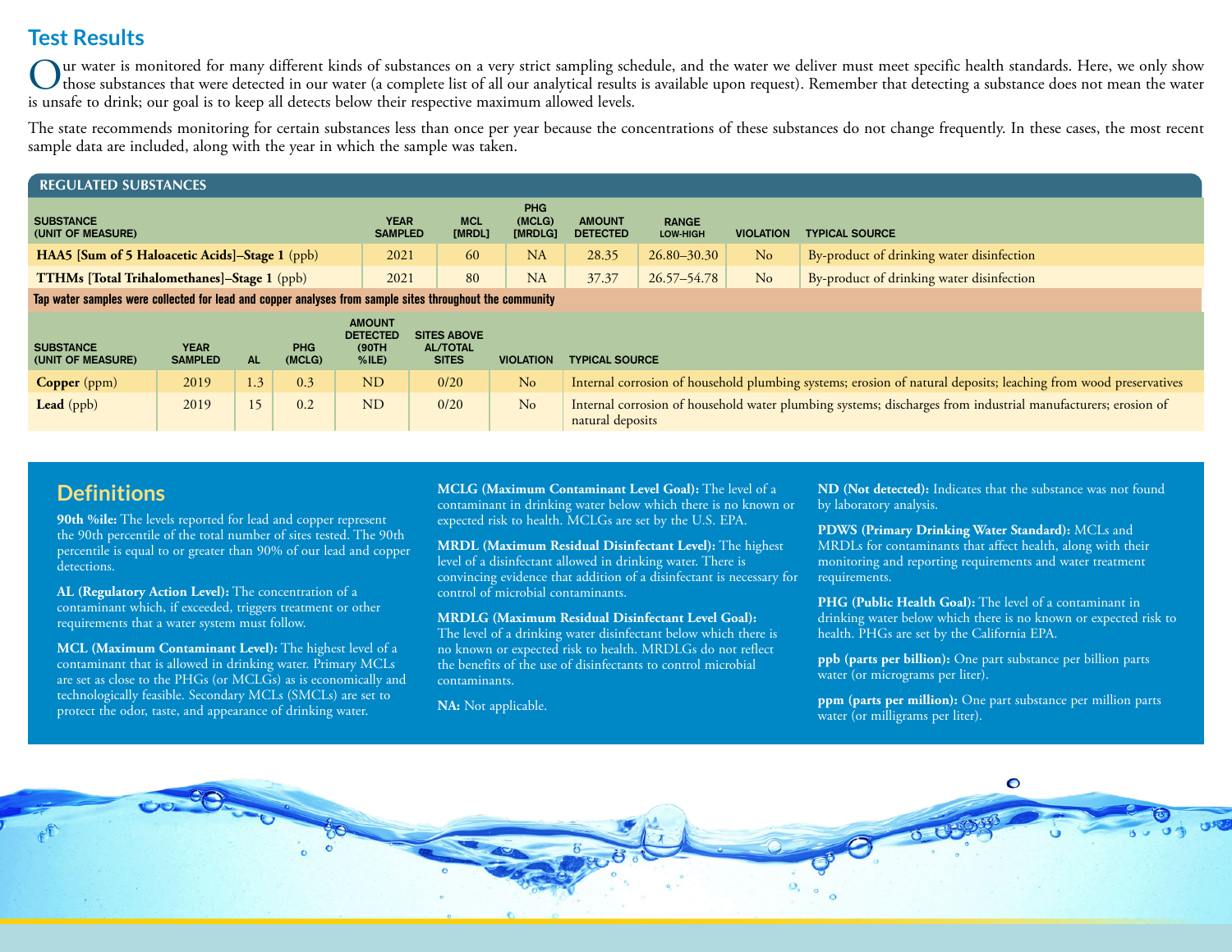## Test Results

Our water is monitored for many different kinds of substances on a very strict sampling schedule, and the water we deliver must meet specific health standards. Here, we only show those substances that were detected in our water (a complete list of all our analytical results is available upon request). Remember that detecting a substance does not mean the water is unsafe to drink; our goal is to keep all detects below their respective maximum allowed levels.

The state recommends monitoring for certain substances less than once per year because the concentrations of these substances do not change frequently. In these cases, the most recent sample data are included, along with the year in which the sample was taken.

### REGULATED SUBSTANCES

| SUBSTANCE (UNIT OF MEASURE) | YEAR SAMPLED | MCL [MRDL] | PHG (MCLG) [MRDLG] | AMOUNT DETECTED | RANGE LOW-HIGH | VIOLATION | TYPICAL SOURCE |
|---|---|---|---|---|---|---|---|
| **HAA5 [Sum of 5 Haloacetic Acids]–Stage 1** (ppb) | 2021 | 60 | NA | 28.35 | 26.80–30.30 | No | By-product of drinking water disinfection |
| **TTHMs [Total Trihalomethanes]–Stage 1** (ppb) | 2021 | 80 | NA | 37.37 | 26.57–54.78 | No | By-product of drinking water disinfection |

**Tap water samples were collected for lead and copper analyses from sample sites throughout the community**

| SUBSTANCE (UNIT OF MEASURE) | YEAR SAMPLED | AL | PHG (MCLG) | AMOUNT DETECTED (90TH %ILE) | SITES ABOVE AL/TOTAL SITES | VIOLATION | TYPICAL SOURCE |
|---|---|---|---|---|---|---|---|
| **Copper** (ppm) | 2019 | 1.3 | 0.3 | ND | 0/20 | No | Internal corrosion of household plumbing systems; erosion of natural deposits; leaching from wood preservatives |
| **Lead** (ppb) | 2019 | 15 | 0.2 | ND | 0/20 | No | Internal corrosion of household water plumbing systems; discharges from industrial manufacturers; erosion of natural deposits |

## Definitions

**90th %ile:** The levels reported for lead and copper represent the 90th percentile of the total number of sites tested. The 90th percentile is equal to or greater than 90% of our lead and copper detections.

**AL (Regulatory Action Level):** The concentration of a contaminant which, if exceeded, triggers treatment or other requirements that a water system must follow.

**MCL (Maximum Contaminant Level):** The highest level of a contaminant that is allowed in drinking water. Primary MCLs are set as close to the PHGs (or MCLGs) as is economically and technologically feasible. Secondary MCLs (SMCLs) are set to protect the odor, taste, and appearance of drinking water.

**MCLG (Maximum Contaminant Level Goal):** The level of a contaminant in drinking water below which there is no known or expected risk to health. MCLGs are set by the U.S. EPA.

**MRDL (Maximum Residual Disinfectant Level):** The highest level of a disinfectant allowed in drinking water. There is convincing evidence that addition of a disinfectant is necessary for control of microbial contaminants.

**MRDLG (Maximum Residual Disinfectant Level Goal):** The level of a drinking water disinfectant below which there is no known or expected risk to health. MRDLGs do not reflect the benefits of the use of disinfectants to control microbial contaminants.

**NA:** Not applicable.

**ND (Not detected):** Indicates that the substance was not found by laboratory analysis.

**PDWS (Primary Drinking Water Standard):** MCLs and MRDLs for contaminants that affect health, along with their monitoring and reporting requirements and water treatment requirements.

**PHG (Public Health Goal):** The level of a contaminant in drinking water below which there is no known or expected risk to health. PHGs are set by the California EPA.

**ppb (parts per billion):** One part substance per billion parts water (or micrograms per liter).

**ppm (parts per million):** One part substance per million parts water (or milligrams per liter).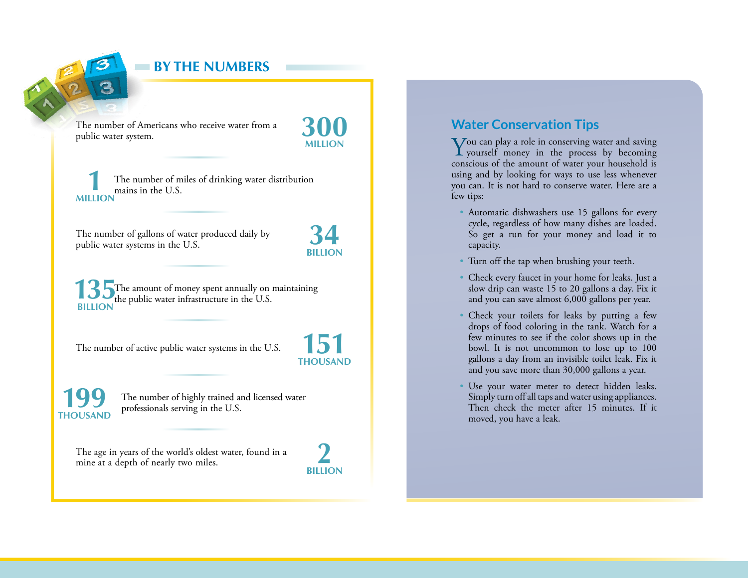## BY THE NUMBERS

**300 MILLION**
The number of Americans who receive water from a public water system.

**1 MILLION**
The number of miles of drinking water distribution mains in the U.S.

**34 BILLION**
The number of gallons of water produced daily by public water systems in the U.S.

**135 BILLION**
The amount of money spent annually on maintaining the public water infrastructure in the U.S.

**151 THOUSAND**
The number of active public water systems in the U.S.

**199 THOUSAND**
The number of highly trained and licensed water professionals serving in the U.S.

**2 BILLION**
The age in years of the world's oldest water, found in a mine at a depth of nearly two miles.

## Water Conservation Tips

You can play a role in conserving water and saving yourself money in the process by becoming conscious of the amount of water your household is using and by looking for ways to use less whenever you can. It is not hard to conserve water. Here are a few tips:

- Automatic dishwashers use 15 gallons for every cycle, regardless of how many dishes are loaded. So get a run for your money and load it to capacity.
- Turn off the tap when brushing your teeth.
- Check every faucet in your home for leaks. Just a slow drip can waste 15 to 20 gallons a day. Fix it and you can save almost 6,000 gallons per year.
- Check your toilets for leaks by putting a few drops of food coloring in the tank. Watch for a few minutes to see if the color shows up in the bowl. It is not uncommon to lose up to 100 gallons a day from an invisible toilet leak. Fix it and you save more than 30,000 gallons a year.
- Use your water meter to detect hidden leaks. Simply turn off all taps and water using appliances. Then check the meter after 15 minutes. If it moved, you have a leak.